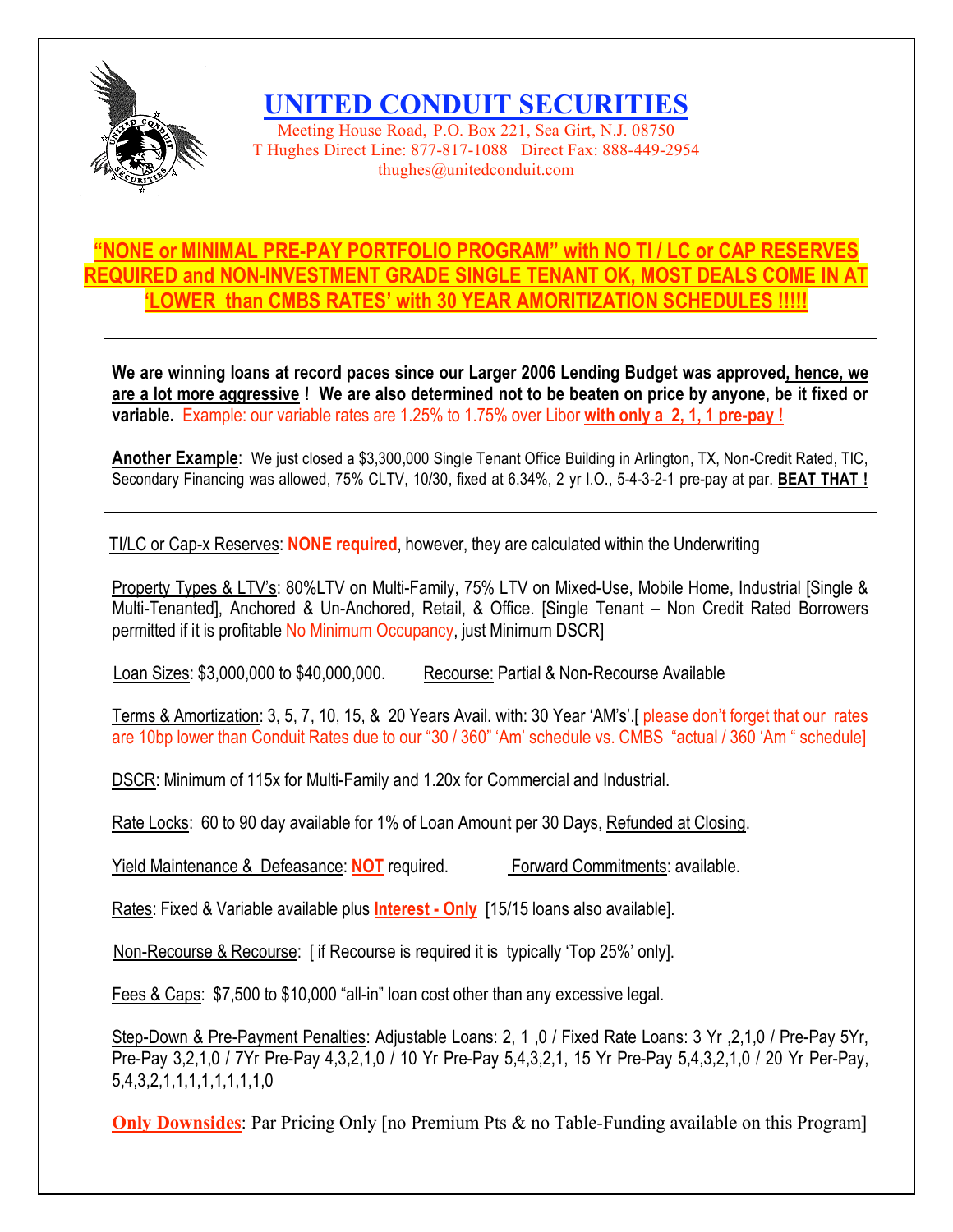# UNITED CONDUIT SECURITIES

Meeting House Road, P.O. Box 221, Sea Girt, N.J. 08750
T Hughes Direct Line: 877-817-1088 Direct Fax: 888-449-2954
thughes@unitedconduit.com

## "NONE or MINIMAL PRE-PAY PORTFOLIO PROGRAM" with NO TI / LC or CAP RESERVES REQUIRED and NON-INVESTMENT GRADE SINGLE TENANT OK, MOST DEALS COME IN AT 'LOWER than CMBS RATES' with 30 YEAR AMORITIZATION SCHEDULES !!!!!

**We are winning loans at record paces since our Larger 2006 Lending Budget was approved, hence, we are a lot more aggressive ! We are also determined not to be beaten on price by anyone, be it fixed or variable.** Example: our variable rates are 1.25% to 1.75% over Libor **with only a 2, 1, 1 pre-pay !**

**Another Example**: We just closed a $3,300,000 Single Tenant Office Building in Arlington, TX, Non-Credit Rated, TIC, Secondary Financing was allowed, 75% CLTV, 10/30, fixed at 6.34%, 2 yr I.O., 5-4-3-2-1 pre-pay at par. **BEAT THAT !**

TI/LC or Cap-x Reserves: **NONE required**, however, they are calculated within the Underwriting

Property Types & LTV's: 80%LTV on Multi-Family, 75% LTV on Mixed-Use, Mobile Home, Industrial [Single & Multi-Tenanted], Anchored & Un-Anchored, Retail, & Office. [Single Tenant – Non Credit Rated Borrowers permitted if it is profitable No Minimum Occupancy, just Minimum DSCR]

Loan Sizes: $3,000,000 to $40,000,000. Recourse: Partial & Non-Recourse Available

Terms & Amortization: 3, 5, 7, 10, 15, & 20 Years Avail. with: 30 Year 'AM's'.[ please don't forget that our rates are 10bp lower than Conduit Rates due to our "30 / 360" 'Am' schedule vs. CMBS "actual / 360 'Am " schedule]

DSCR: Minimum of 115x for Multi-Family and 1.20x for Commercial and Industrial.

Rate Locks: 60 to 90 day available for 1% of Loan Amount per 30 Days, Refunded at Closing.

Yield Maintenance & Defeasance: **NOT** required. Forward Commitments: available.

Rates: Fixed & Variable available plus **Interest - Only** [15/15 loans also available].

Non-Recourse & Recourse: [ if Recourse is required it is typically 'Top 25%' only].

Fees & Caps: $7,500 to $10,000 "all-in" loan cost other than any excessive legal.

Step-Down & Pre-Payment Penalties: Adjustable Loans: 2, 1 ,0 / Fixed Rate Loans: 3 Yr ,2,1,0 / Pre-Pay 5Yr, Pre-Pay 3,2,1,0 / 7Yr Pre-Pay 4,3,2,1,0 / 10 Yr Pre-Pay 5,4,3,2,1, 15 Yr Pre-Pay 5,4,3,2,1,0 / 20 Yr Per-Pay, 5,4,3,2,1,1,1,1,1,1,1,1,0

**Only Downsides**: Par Pricing Only [no Premium Pts & no Table-Funding available on this Program]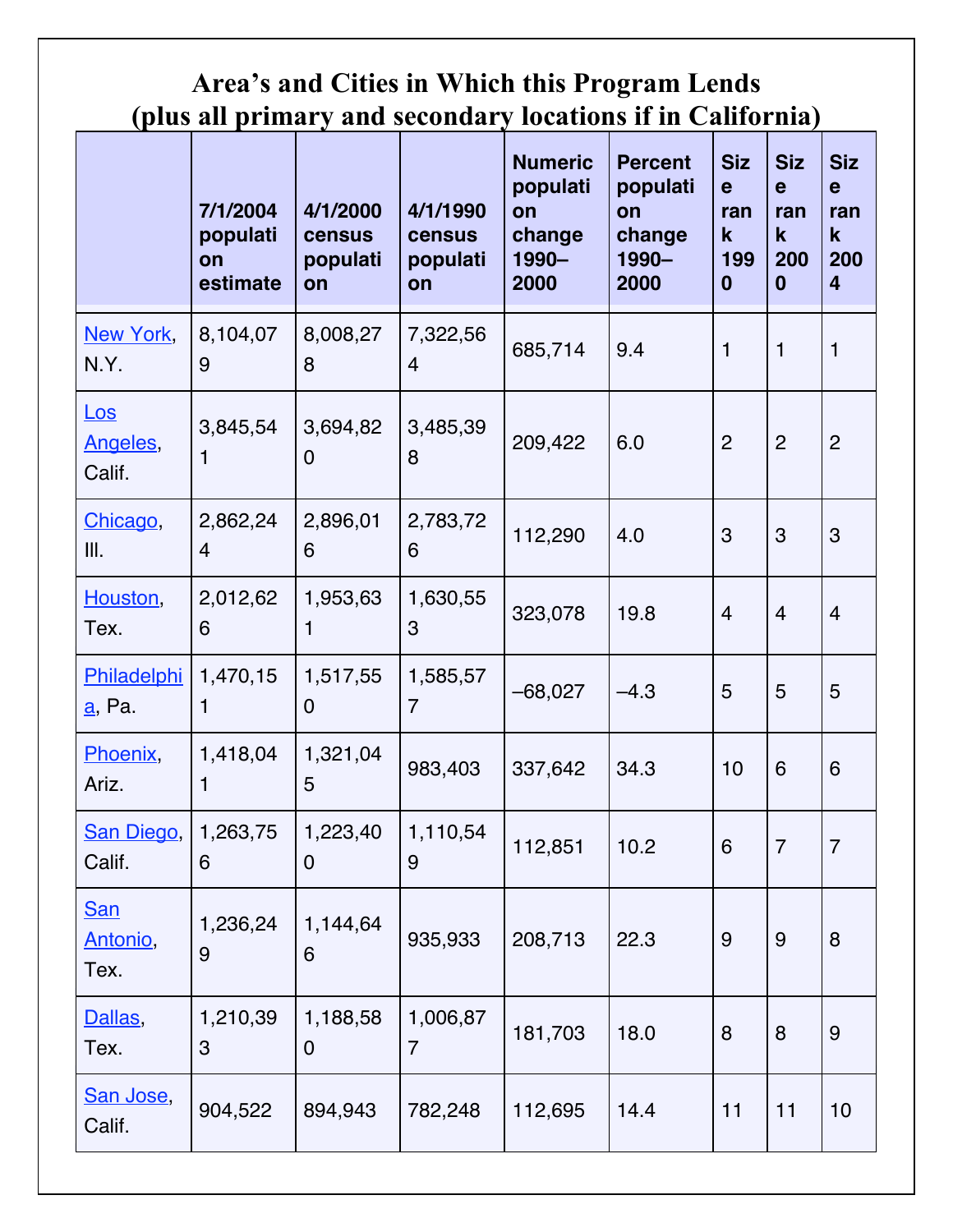## Area's and Cities in Which this Program Lends
## (plus all primary and secondary locations if in California)

| | 7/1/2004 population estimate | 4/1/2000 census population | 4/1/1990 census population | Numeric population change 1990–2000 | Percent population change 1990–2000 | Size rank 1990 | Size rank 2000 | Size rank 2004 |
|---|---|---|---|---|---|---|---|---|
| New York, N.Y. | 8,104,079 | 8,008,278 | 7,322,564 | 685,714 | 9.4 | 1 | 1 | 1 |
| Los Angeles, Calif. | 3,845,541 | 3,694,820 | 3,485,398 | 209,422 | 6.0 | 2 | 2 | 2 |
| Chicago, Ill. | 2,862,244 | 2,896,016 | 2,783,726 | 112,290 | 4.0 | 3 | 3 | 3 |
| Houston, Tex. | 2,012,626 | 1,953,631 | 1,630,553 | 323,078 | 19.8 | 4 | 4 | 4 |
| Philadelphia, Pa. | 1,470,151 | 1,517,550 | 1,585,577 | –68,027 | –4.3 | 5 | 5 | 5 |
| Phoenix, Ariz. | 1,418,041 | 1,321,045 | 983,403 | 337,642 | 34.3 | 10 | 6 | 6 |
| San Diego, Calif. | 1,263,756 | 1,223,400 | 1,110,549 | 112,851 | 10.2 | 6 | 7 | 7 |
| San Antonio, Tex. | 1,236,249 | 1,144,646 | 935,933 | 208,713 | 22.3 | 9 | 9 | 8 |
| Dallas, Tex. | 1,210,393 | 1,188,580 | 1,006,877 | 181,703 | 18.0 | 8 | 8 | 9 |
| San Jose, Calif. | 904,522 | 894,943 | 782,248 | 112,695 | 14.4 | 11 | 11 | 10 |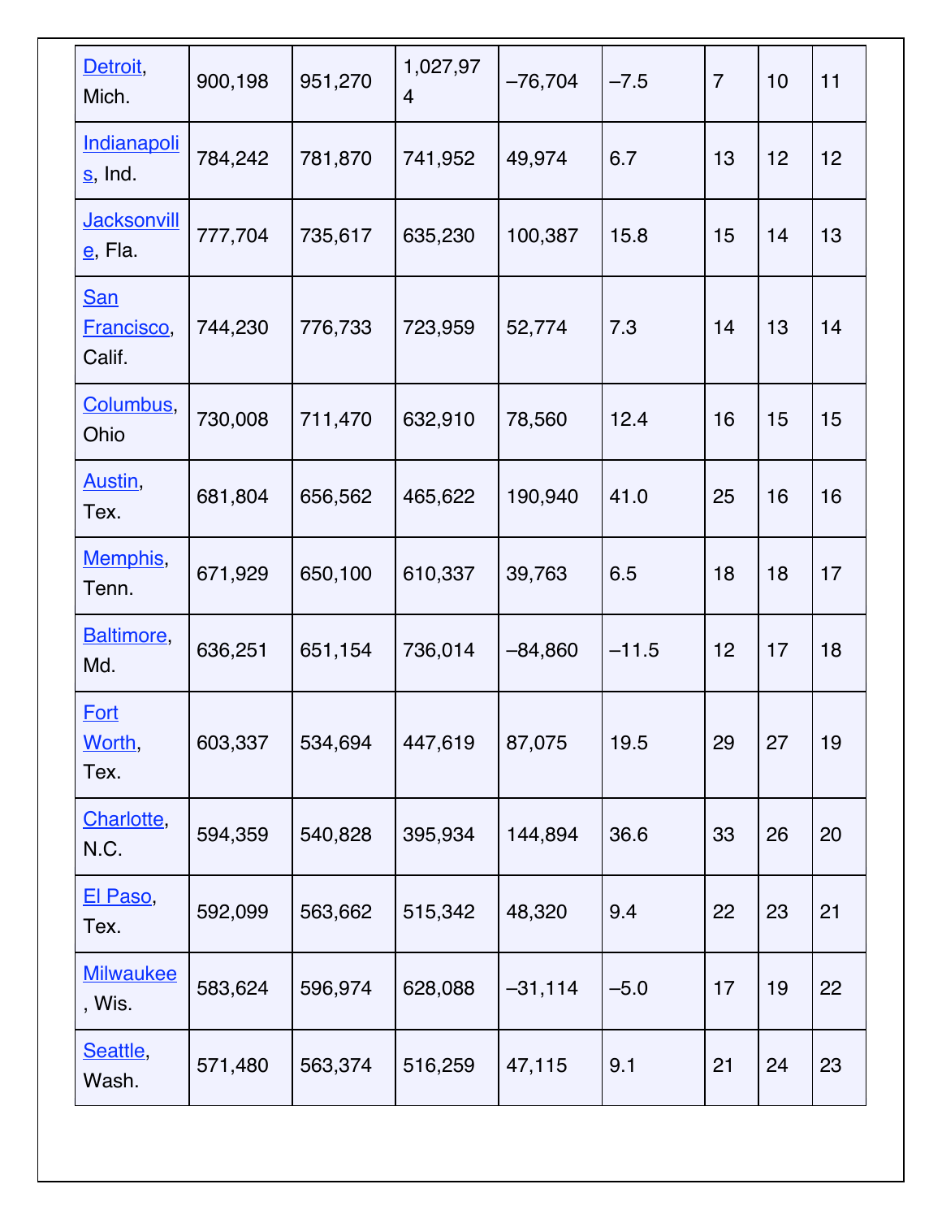| | | | | | | | | |
|---|---|---|---|---|---|---|---|---|
| Detroit, Mich. | 900,198 | 951,270 | 1,027,974 | –76,704 | –7.5 | 7 | 10 | 11 |
| Indianapolis, Ind. | 784,242 | 781,870 | 741,952 | 49,974 | 6.7 | 13 | 12 | 12 |
| Jacksonville, Fla. | 777,704 | 735,617 | 635,230 | 100,387 | 15.8 | 15 | 14 | 13 |
| San Francisco, Calif. | 744,230 | 776,733 | 723,959 | 52,774 | 7.3 | 14 | 13 | 14 |
| Columbus, Ohio | 730,008 | 711,470 | 632,910 | 78,560 | 12.4 | 16 | 15 | 15 |
| Austin, Tex. | 681,804 | 656,562 | 465,622 | 190,940 | 41.0 | 25 | 16 | 16 |
| Memphis, Tenn. | 671,929 | 650,100 | 610,337 | 39,763 | 6.5 | 18 | 18 | 17 |
| Baltimore, Md. | 636,251 | 651,154 | 736,014 | –84,860 | –11.5 | 12 | 17 | 18 |
| Fort Worth, Tex. | 603,337 | 534,694 | 447,619 | 87,075 | 19.5 | 29 | 27 | 19 |
| Charlotte, N.C. | 594,359 | 540,828 | 395,934 | 144,894 | 36.6 | 33 | 26 | 20 |
| El Paso, Tex. | 592,099 | 563,662 | 515,342 | 48,320 | 9.4 | 22 | 23 | 21 |
| Milwaukee, Wis. | 583,624 | 596,974 | 628,088 | –31,114 | –5.0 | 17 | 19 | 22 |
| Seattle, Wash. | 571,480 | 563,374 | 516,259 | 47,115 | 9.1 | 21 | 24 | 23 |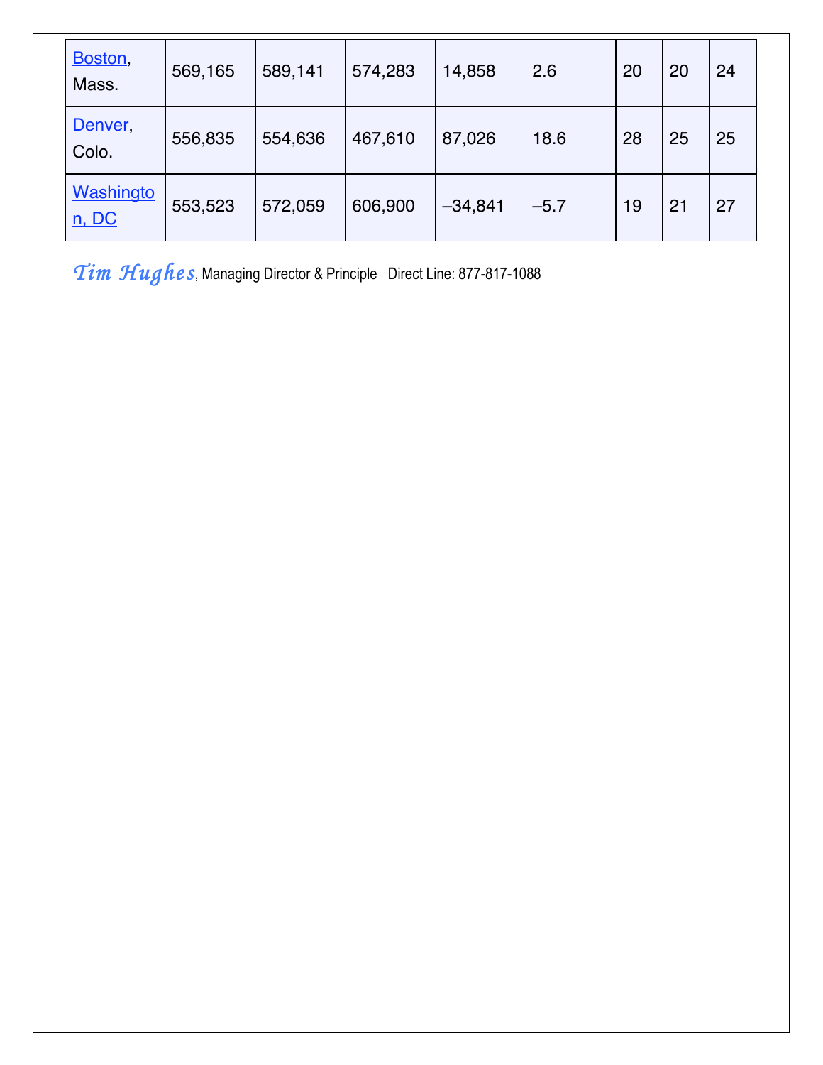| | | | | | | | | |
|---|---|---|---|---|---|---|---|---|
| Boston, Mass. | 569,165 | 589,141 | 574,283 | 14,858 | 2.6 | 20 | 20 | 24 |
| Denver, Colo. | 556,835 | 554,636 | 467,610 | 87,026 | 18.6 | 28 | 25 | 25 |
| Washington, DC | 553,523 | 572,059 | 606,900 | –34,841 | –5.7 | 19 | 21 | 27 |

*Tim Hughes*, Managing Director & Principle   Direct Line: 877-817-1088